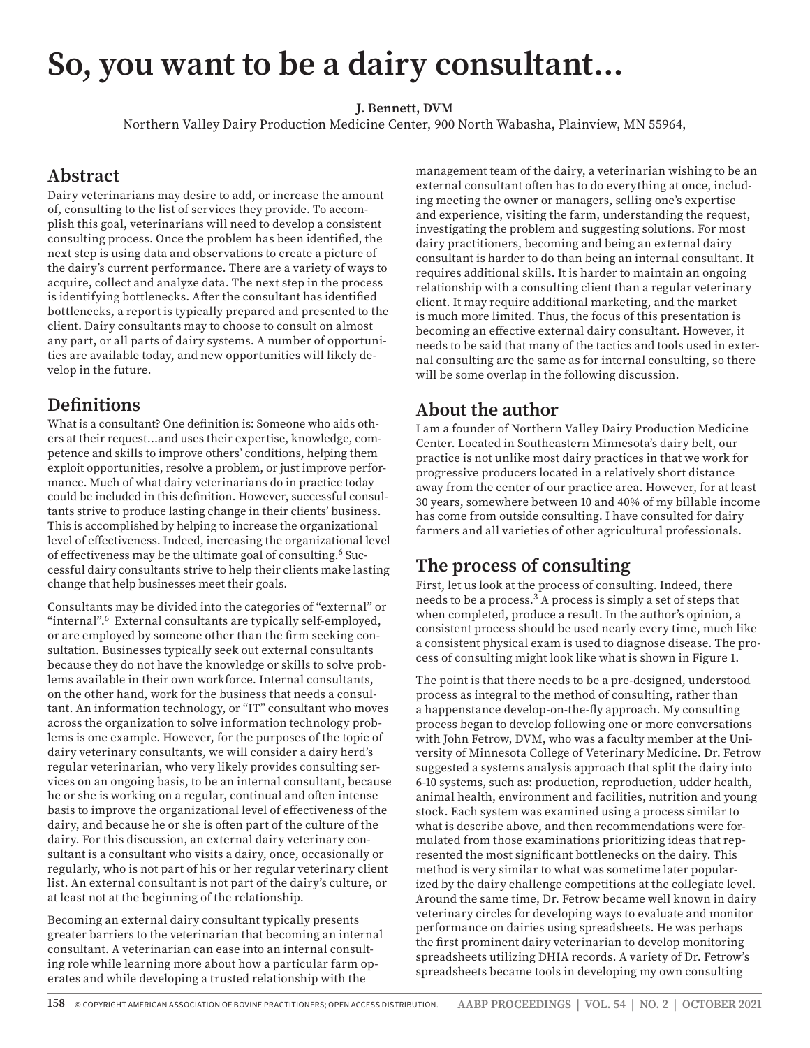# So, you want to be a dairy consultant...

**J. Bennett, DVM**

Northern Valley Dairy Production Medicine Center, 900 North Wabasha, Plainview, MN 55964,

## Abstract

Dairy veterinarians may desire to add, or increase the amount of, consulting to the list of services they provide. To accomplish this goal, veterinarians will need to develop a consistent consulting process. Once the problem has been identified, the next step is using data and observations to create a picture of the dairy's current performance. There are a variety of ways to acquire, collect and analyze data. The next step in the process is identifying bottlenecks. After the consultant has identified bottlenecks, a report is typically prepared and presented to the client. Dairy consultants may to choose to consult on almost any part, or all parts of dairy systems. A number of opportunities are available today, and new opportunities will likely develop in the future.

## Definitions

What is a consultant? One definition is: Someone who aids others at their request...and uses their expertise, knowledge, competence and skills to improve others' conditions, helping them exploit opportunities, resolve a problem, or just improve performance. Much of what dairy veterinarians do in practice today could be included in this definition. However, successful consultants strive to produce lasting change in their clients' business. This is accomplished by helping to increase the organizational level of effectiveness. Indeed, increasing the organizational level of effectiveness may be the ultimate goal of consulting.[6] Successful dairy consultants strive to help their clients make lasting change that help businesses meet their goals.

Consultants may be divided into the categories of "external" or "internal".[6] External consultants are typically self-employed, or are employed by someone other than the firm seeking consultation. Businesses typically seek out external consultants because they do not have the knowledge or skills to solve problems available in their own workforce. Internal consultants, on the other hand, work for the business that needs a consultant. An information technology, or "IT" consultant who moves across the organization to solve information technology problems is one example. However, for the purposes of the topic of dairy veterinary consultants, we will consider a dairy herd's regular veterinarian, who very likely provides consulting services on an ongoing basis, to be an internal consultant, because he or she is working on a regular, continual and often intense basis to improve the organizational level of effectiveness of the dairy, and because he or she is often part of the culture of the dairy. For this discussion, an external dairy veterinary consultant is a consultant who visits a dairy, once, occasionally or regularly, who is not part of his or her regular veterinary client list. An external consultant is not part of the dairy's culture, or at least not at the beginning of the relationship.

Becoming an external dairy consultant typically presents greater barriers to the veterinarian that becoming an internal consultant. A veterinarian can ease into an internal consulting role while learning more about how a particular farm operates and while developing a trusted relationship with the management team of the dairy, a veterinarian wishing to be an external consultant often has to do everything at once, including meeting the owner or managers, selling one's expertise and experience, visiting the farm, understanding the request, investigating the problem and suggesting solutions. For most dairy practitioners, becoming and being an external dairy consultant is harder to do than being an internal consultant. It requires additional skills. It is harder to maintain an ongoing relationship with a consulting client than a regular veterinary client. It may require additional marketing, and the market is much more limited. Thus, the focus of this presentation is becoming an effective external dairy consultant. However, it needs to be said that many of the tactics and tools used in external consulting are the same as for internal consulting, so there will be some overlap in the following discussion.

## About the author

I am a founder of Northern Valley Dairy Production Medicine Center. Located in Southeastern Minnesota's dairy belt, our practice is not unlike most dairy practices in that we work for progressive producers located in a relatively short distance away from the center of our practice area. However, for at least 30 years, somewhere between 10 and 40% of my billable income has come from outside consulting. I have consulted for dairy farmers and all varieties of other agricultural professionals.

## The process of consulting

First, let us look at the process of consulting. Indeed, there needs to be a process.[3] A process is simply a set of steps that when completed, produce a result. In the author's opinion, a consistent process should be used nearly every time, much like a consistent physical exam is used to diagnose disease. The process of consulting might look like what is shown in Figure 1.

The point is that there needs to be a pre-designed, understood process as integral to the method of consulting, rather than a happenstance develop-on-the-fly approach. My consulting process began to develop following one or more conversations with John Fetrow, DVM, who was a faculty member at the University of Minnesota College of Veterinary Medicine. Dr. Fetrow suggested a systems analysis approach that split the dairy into 6-10 systems, such as: production, reproduction, udder health, animal health, environment and facilities, nutrition and young stock. Each system was examined using a process similar to what is describe above, and then recommendations were formulated from those examinations prioritizing ideas that represented the most significant bottlenecks on the dairy. This method is very similar to what was sometime later popularized by the dairy challenge competitions at the collegiate level. Around the same time, Dr. Fetrow became well known in dairy veterinary circles for developing ways to evaluate and monitor performance on dairies using spreadsheets. He was perhaps the first prominent dairy veterinarian to develop monitoring spreadsheets utilizing DHIA records. A variety of Dr. Fetrow's spreadsheets became tools in developing my own consulting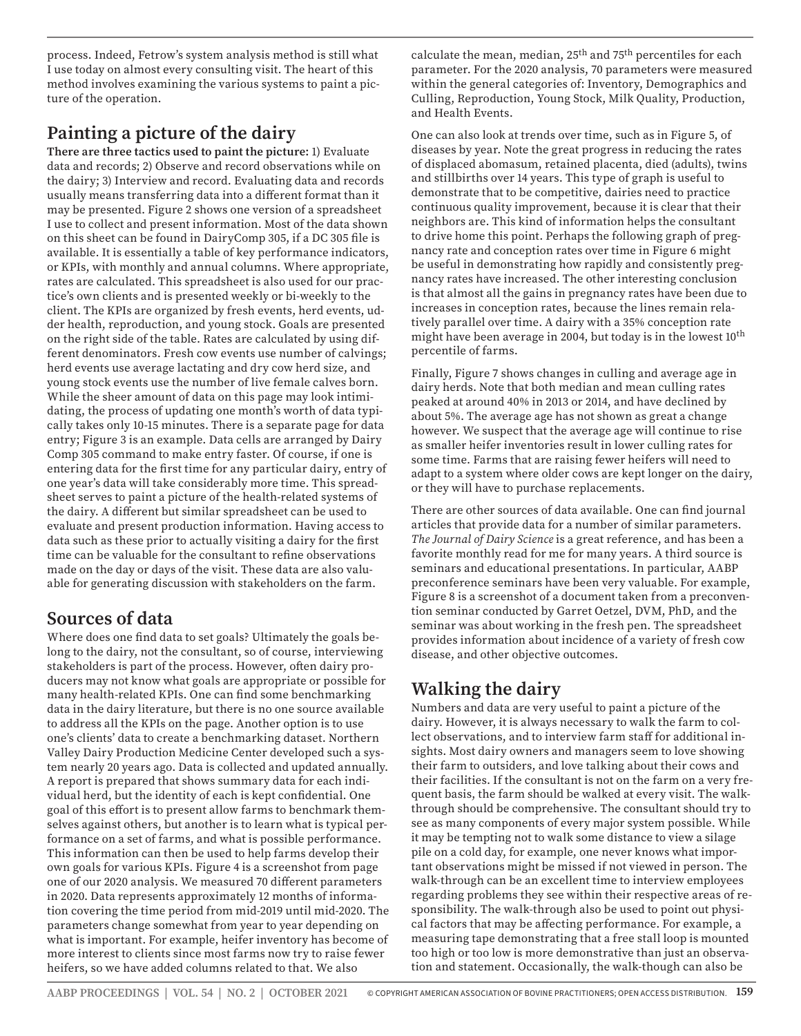process. Indeed, Fetrow's system analysis method is still what I use today on almost every consulting visit. The heart of this method involves examining the various systems to paint a picture of the operation.

## Painting a picture of the dairy

**There are three tactics used to paint the picture:** 1) Evaluate data and records; 2) Observe and record observations while on the dairy; 3) Interview and record. Evaluating data and records usually means transferring data into a different format than it may be presented. Figure 2 shows one version of a spreadsheet I use to collect and present information. Most of the data shown on this sheet can be found in DairyComp 305, if a DC 305 file is available. It is essentially a table of key performance indicators, or KPIs, with monthly and annual columns. Where appropriate, rates are calculated. This spreadsheet is also used for our practice's own clients and is presented weekly or bi-weekly to the client. The KPIs are organized by fresh events, herd events, udder health, reproduction, and young stock. Goals are presented on the right side of the table. Rates are calculated by using different denominators. Fresh cow events use number of calvings; herd events use average lactating and dry cow herd size, and young stock events use the number of live female calves born. While the sheer amount of data on this page may look intimidating, the process of updating one month's worth of data typically takes only 10-15 minutes. There is a separate page for data entry; Figure 3 is an example. Data cells are arranged by Dairy Comp 305 command to make entry faster. Of course, if one is entering data for the first time for any particular dairy, entry of one year's data will take considerably more time. This spreadsheet serves to paint a picture of the health-related systems of the dairy. A different but similar spreadsheet can be used to evaluate and present production information. Having access to data such as these prior to actually visiting a dairy for the first time can be valuable for the consultant to refine observations made on the day or days of the visit. These data are also valuable for generating discussion with stakeholders on the farm.

## Sources of data

Where does one find data to set goals? Ultimately the goals belong to the dairy, not the consultant, so of course, interviewing stakeholders is part of the process. However, often dairy producers may not know what goals are appropriate or possible for many health-related KPIs. One can find some benchmarking data in the dairy literature, but there is no one source available to address all the KPIs on the page. Another option is to use one's clients' data to create a benchmarking dataset. Northern Valley Dairy Production Medicine Center developed such a system nearly 20 years ago. Data is collected and updated annually. A report is prepared that shows summary data for each individual herd, but the identity of each is kept confidential. One goal of this effort is to present allow farms to benchmark themselves against others, but another is to learn what is typical performance on a set of farms, and what is possible performance. This information can then be used to help farms develop their own goals for various KPIs. Figure 4 is a screenshot from page one of our 2020 analysis. We measured 70 different parameters in 2020. Data represents approximately 12 months of information covering the time period from mid-2019 until mid-2020. The parameters change somewhat from year to year depending on what is important. For example, heifer inventory has become of more interest to clients since most farms now try to raise fewer heifers, so we have added columns related to that. We also calculate the mean, median, 25th and 75th percentiles for each parameter. For the 2020 analysis, 70 parameters were measured within the general categories of: Inventory, Demographics and Culling, Reproduction, Young Stock, Milk Quality, Production, and Health Events.

One can also look at trends over time, such as in Figure 5, of diseases by year. Note the great progress in reducing the rates of displaced abomasum, retained placenta, died (adults), twins and stillbirths over 14 years. This type of graph is useful to demonstrate that to be competitive, dairies need to practice continuous quality improvement, because it is clear that their neighbors are. This kind of information helps the consultant to drive home this point. Perhaps the following graph of pregnancy rate and conception rates over time in Figure 6 might be useful in demonstrating how rapidly and consistently pregnancy rates have increased. The other interesting conclusion is that almost all the gains in pregnancy rates have been due to increases in conception rates, because the lines remain relatively parallel over time. A dairy with a 35% conception rate might have been average in 2004, but today is in the lowest 10th percentile of farms.

Finally, Figure 7 shows changes in culling and average age in dairy herds. Note that both median and mean culling rates peaked at around 40% in 2013 or 2014, and have declined by about 5%. The average age has not shown as great a change however. We suspect that the average age will continue to rise as smaller heifer inventories result in lower culling rates for some time. Farms that are raising fewer heifers will need to adapt to a system where older cows are kept longer on the dairy, or they will have to purchase replacements.

There are other sources of data available. One can find journal articles that provide data for a number of similar parameters. *The Journal of Dairy Science* is a great reference, and has been a favorite monthly read for me for many years. A third source is seminars and educational presentations. In particular, AABP preconference seminars have been very valuable. For example, Figure 8 is a screenshot of a document taken from a preconvention seminar conducted by Garret Oetzel, DVM, PhD, and the seminar was about working in the fresh pen. The spreadsheet provides information about incidence of a variety of fresh cow disease, and other objective outcomes.

## Walking the dairy

Numbers and data are very useful to paint a picture of the dairy. However, it is always necessary to walk the farm to collect observations, and to interview farm staff for additional insights. Most dairy owners and managers seem to love showing their farm to outsiders, and love talking about their cows and their facilities. If the consultant is not on the farm on a very frequent basis, the farm should be walked at every visit. The walk-through should be comprehensive. The consultant should try to see as many components of every major system possible. While it may be tempting not to walk some distance to view a silage pile on a cold day, for example, one never knows what important observations might be missed if not viewed in person. The walk-through can be an excellent time to interview employees regarding problems they see within their respective areas of responsibility. The walk-through also be used to point out physical factors that may be affecting performance. For example, a measuring tape demonstrating that a free stall loop is mounted too high or too low is more demonstrative than just an observation and statement. Occasionally, the walk-though can also be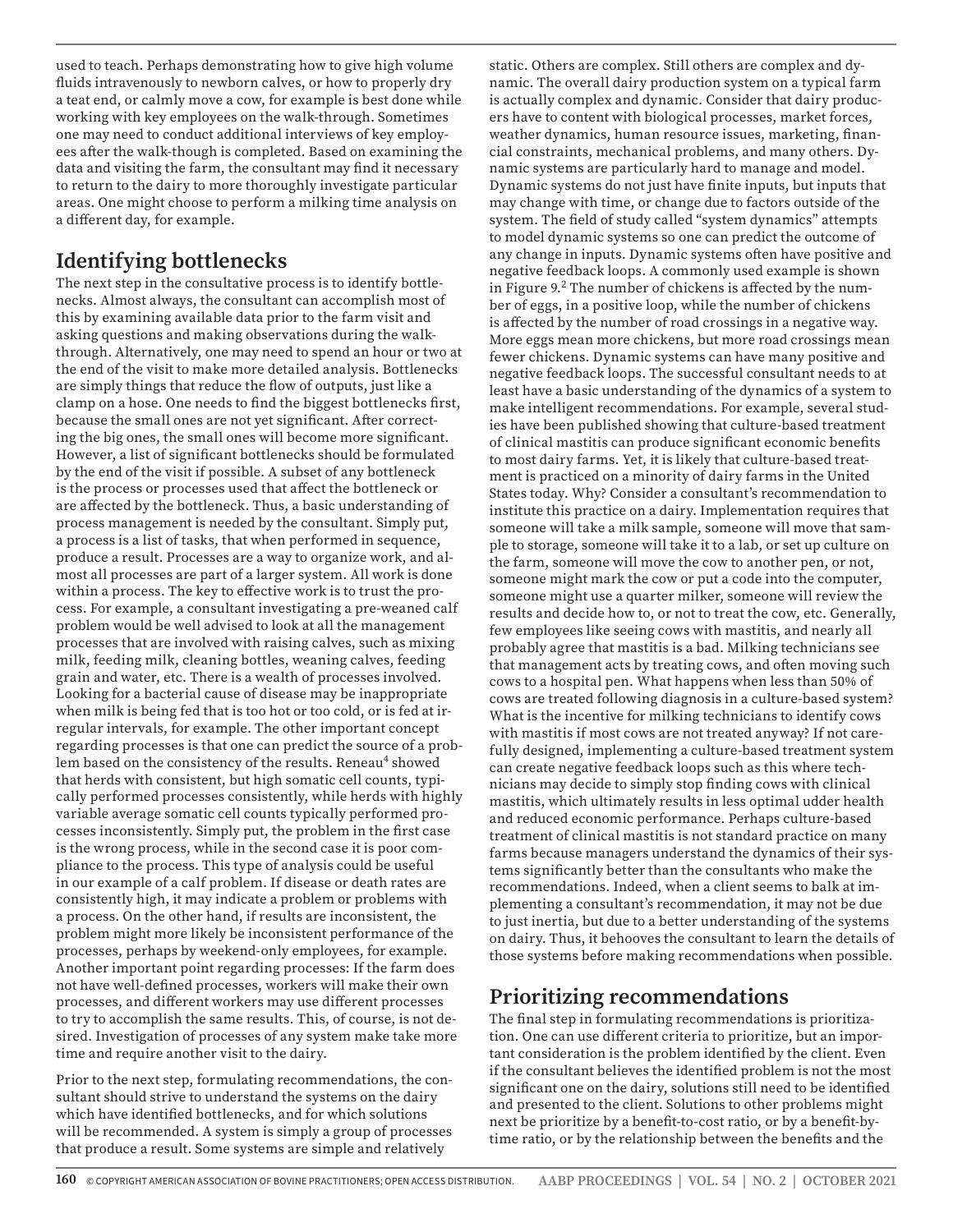used to teach. Perhaps demonstrating how to give high volume fluids intravenously to newborn calves, or how to properly dry a teat end, or calmly move a cow, for example is best done while working with key employees on the walk-through. Sometimes one may need to conduct additional interviews of key employees after the walk-though is completed. Based on examining the data and visiting the farm, the consultant may find it necessary to return to the dairy to more thoroughly investigate particular areas. One might choose to perform a milking time analysis on a different day, for example.

## Identifying bottlenecks

The next step in the consultative process is to identify bottlenecks. Almost always, the consultant can accomplish most of this by examining available data prior to the farm visit and asking questions and making observations during the walk-through. Alternatively, one may need to spend an hour or two at the end of the visit to make more detailed analysis. Bottlenecks are simply things that reduce the flow of outputs, just like a clamp on a hose. One needs to find the biggest bottlenecks first, because the small ones are not yet significant. After correcting the big ones, the small ones will become more significant. However, a list of significant bottlenecks should be formulated by the end of the visit if possible. A subset of any bottleneck is the process or processes used that affect the bottleneck or are affected by the bottleneck. Thus, a basic understanding of process management is needed by the consultant. Simply put, a process is a list of tasks, that when performed in sequence, produce a result. Processes are a way to organize work, and almost all processes are part of a larger system. All work is done within a process. The key to effective work is to trust the process. For example, a consultant investigating a pre-weaned calf problem would be well advised to look at all the management processes that are involved with raising calves, such as mixing milk, feeding milk, cleaning bottles, weaning calves, feeding grain and water, etc. There is a wealth of processes involved. Looking for a bacterial cause of disease may be inappropriate when milk is being fed that is too hot or too cold, or is fed at irregular intervals, for example. The other important concept regarding processes is that one can predict the source of a problem based on the consistency of the results. Reneau[4] showed that herds with consistent, but high somatic cell counts, typically performed processes consistently, while herds with highly variable average somatic cell counts typically performed processes inconsistently. Simply put, the problem in the first case is the wrong process, while in the second case it is poor compliance to the process. This type of analysis could be useful in our example of a calf problem. If disease or death rates are consistently high, it may indicate a problem or problems with a process. On the other hand, if results are inconsistent, the problem might more likely be inconsistent performance of the processes, perhaps by weekend-only employees, for example. Another important point regarding processes: If the farm does not have well-defined processes, workers will make their own processes, and different workers may use different processes to try to accomplish the same results. This, of course, is not desired. Investigation of processes of any system make take more time and require another visit to the dairy.

Prior to the next step, formulating recommendations, the consultant should strive to understand the systems on the dairy which have identified bottlenecks, and for which solutions will be recommended. A system is simply a group of processes that produce a result. Some systems are simple and relatively static. Others are complex. Still others are complex and dynamic. The overall dairy production system on a typical farm is actually complex and dynamic. Consider that dairy producers have to content with biological processes, market forces, weather dynamics, human resource issues, marketing, financial constraints, mechanical problems, and many others. Dynamic systems are particularly hard to manage and model. Dynamic systems do not just have finite inputs, but inputs that may change with time, or change due to factors outside of the system. The field of study called "system dynamics" attempts to model dynamic systems so one can predict the outcome of any change in inputs. Dynamic systems often have positive and negative feedback loops. A commonly used example is shown in Figure 9.[2] The number of chickens is affected by the number of eggs, in a positive loop, while the number of chickens is affected by the number of road crossings in a negative way. More eggs mean more chickens, but more road crossings mean fewer chickens. Dynamic systems can have many positive and negative feedback loops. The successful consultant needs to at least have a basic understanding of the dynamics of a system to make intelligent recommendations. For example, several studies have been published showing that culture-based treatment of clinical mastitis can produce significant economic benefits to most dairy farms. Yet, it is likely that culture-based treatment is practiced on a minority of dairy farms in the United States today. Why? Consider a consultant's recommendation to institute this practice on a dairy. Implementation requires that someone will take a milk sample, someone will move that sample to storage, someone will take it to a lab, or set up culture on the farm, someone will move the cow to another pen, or not, someone might mark the cow or put a code into the computer, someone might use a quarter milker, someone will review the results and decide how to, or not to treat the cow, etc. Generally, few employees like seeing cows with mastitis, and nearly all probably agree that mastitis is a bad. Milking technicians see that management acts by treating cows, and often moving such cows to a hospital pen. What happens when less than 50% of cows are treated following diagnosis in a culture-based system? What is the incentive for milking technicians to identify cows with mastitis if most cows are not treated anyway? If not carefully designed, implementing a culture-based treatment system can create negative feedback loops such as this where technicians may decide to simply stop finding cows with clinical mastitis, which ultimately results in less optimal udder health and reduced economic performance. Perhaps culture-based treatment of clinical mastitis is not standard practice on many farms because managers understand the dynamics of their systems significantly better than the consultants who make the recommendations. Indeed, when a client seems to balk at implementing a consultant's recommendation, it may not be due to just inertia, but due to a better understanding of the systems on dairy. Thus, it behooves the consultant to learn the details of those systems before making recommendations when possible.

## Prioritizing recommendations

The final step in formulating recommendations is prioritization. One can use different criteria to prioritize, but an important consideration is the problem identified by the client. Even if the consultant believes the identified problem is not the most significant one on the dairy, solutions still need to be identified and presented to the client. Solutions to other problems might next be prioritize by a benefit-to-cost ratio, or by a benefit-by-time ratio, or by the relationship between the benefits and the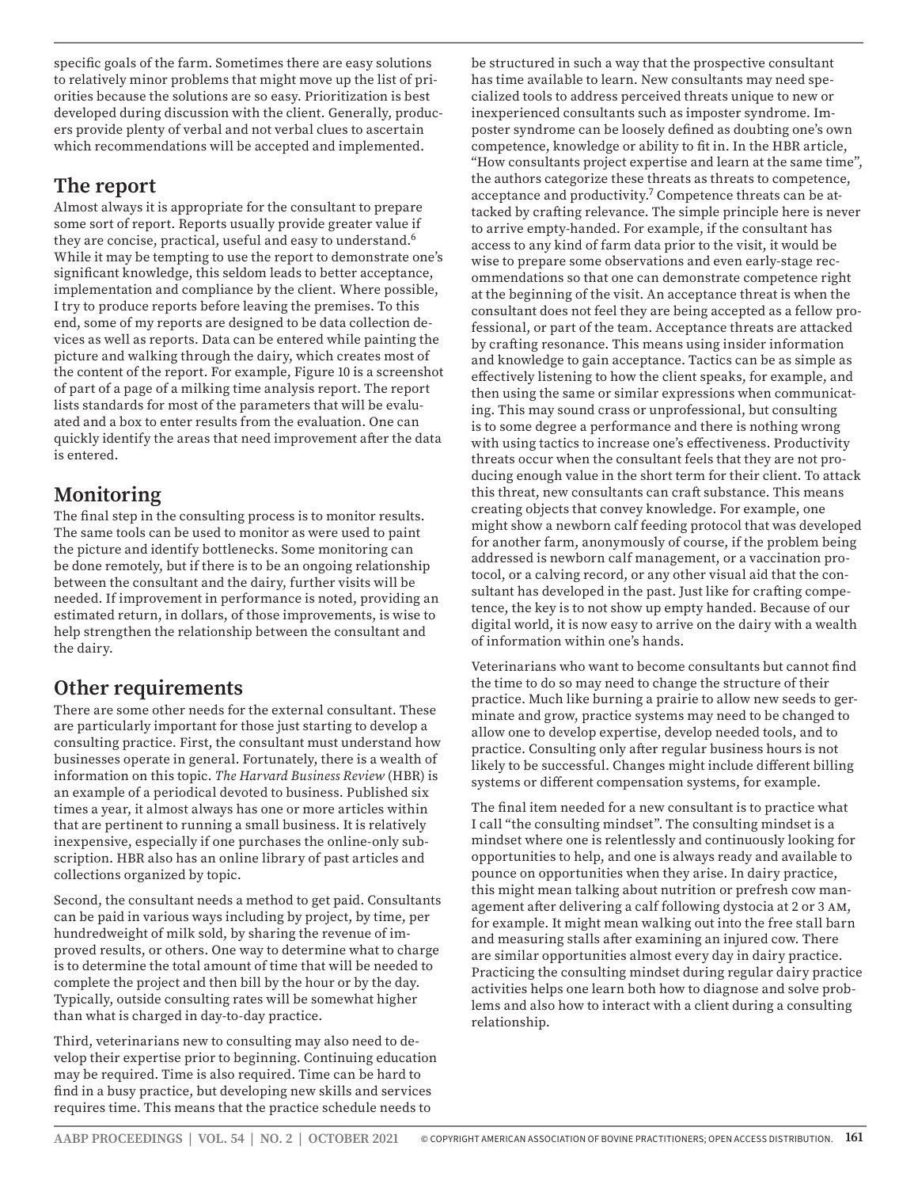specific goals of the farm. Sometimes there are easy solutions to relatively minor problems that might move up the list of priorities because the solutions are so easy. Prioritization is best developed during discussion with the client. Generally, producers provide plenty of verbal and not verbal clues to ascertain which recommendations will be accepted and implemented.

## The report

Almost always it is appropriate for the consultant to prepare some sort of report. Reports usually provide greater value if they are concise, practical, useful and easy to understand.[6] While it may be tempting to use the report to demonstrate one's significant knowledge, this seldom leads to better acceptance, implementation and compliance by the client. Where possible, I try to produce reports before leaving the premises. To this end, some of my reports are designed to be data collection devices as well as reports. Data can be entered while painting the picture and walking through the dairy, which creates most of the content of the report. For example, Figure 10 is a screenshot of part of a page of a milking time analysis report. The report lists standards for most of the parameters that will be evaluated and a box to enter results from the evaluation. One can quickly identify the areas that need improvement after the data is entered.

## Monitoring

The final step in the consulting process is to monitor results. The same tools can be used to monitor as were used to paint the picture and identify bottlenecks. Some monitoring can be done remotely, but if there is to be an ongoing relationship between the consultant and the dairy, further visits will be needed. If improvement in performance is noted, providing an estimated return, in dollars, of those improvements, is wise to help strengthen the relationship between the consultant and the dairy.

## Other requirements

There are some other needs for the external consultant. These are particularly important for those just starting to develop a consulting practice. First, the consultant must understand how businesses operate in general. Fortunately, there is a wealth of information on this topic. *The Harvard Business Review* (HBR) is an example of a periodical devoted to business. Published six times a year, it almost always has one or more articles within that are pertinent to running a small business. It is relatively inexpensive, especially if one purchases the online-only subscription. HBR also has an online library of past articles and collections organized by topic.

Second, the consultant needs a method to get paid. Consultants can be paid in various ways including by project, by time, per hundredweight of milk sold, by sharing the revenue of improved results, or others. One way to determine what to charge is to determine the total amount of time that will be needed to complete the project and then bill by the hour or by the day. Typically, outside consulting rates will be somewhat higher than what is charged in day-to-day practice.

Third, veterinarians new to consulting may also need to develop their expertise prior to beginning. Continuing education may be required. Time is also required. Time can be hard to find in a busy practice, but developing new skills and services requires time. This means that the practice schedule needs to be structured in such a way that the prospective consultant has time available to learn. New consultants may need specialized tools to address perceived threats unique to new or inexperienced consultants such as imposter syndrome. Imposter syndrome can be loosely defined as doubting one's own competence, knowledge or ability to fit in. In the HBR article, "How consultants project expertise and learn at the same time", the authors categorize these threats as threats to competence, acceptance and productivity.[7] Competence threats can be attacked by crafting relevance. The simple principle here is never to arrive empty-handed. For example, if the consultant has access to any kind of farm data prior to the visit, it would be wise to prepare some observations and even early-stage recommendations so that one can demonstrate competence right at the beginning of the visit. An acceptance threat is when the consultant does not feel they are being accepted as a fellow professional, or part of the team. Acceptance threats are attacked by crafting resonance. This means using insider information and knowledge to gain acceptance. Tactics can be as simple as effectively listening to how the client speaks, for example, and then using the same or similar expressions when communicating. This may sound crass or unprofessional, but consulting is to some degree a performance and there is nothing wrong with using tactics to increase one's effectiveness. Productivity threats occur when the consultant feels that they are not producing enough value in the short term for their client. To attack this threat, new consultants can craft substance. This means creating objects that convey knowledge. For example, one might show a newborn calf feeding protocol that was developed for another farm, anonymously of course, if the problem being addressed is newborn calf management, or a vaccination protocol, or a calving record, or any other visual aid that the consultant has developed in the past. Just like for crafting competence, the key is to not show up empty handed. Because of our digital world, it is now easy to arrive on the dairy with a wealth of information within one's hands.

Veterinarians who want to become consultants but cannot find the time to do so may need to change the structure of their practice. Much like burning a prairie to allow new seeds to germinate and grow, practice systems may need to be changed to allow one to develop expertise, develop needed tools, and to practice. Consulting only after regular business hours is not likely to be successful. Changes might include different billing systems or different compensation systems, for example.

The final item needed for a new consultant is to practice what I call "the consulting mindset". The consulting mindset is a mindset where one is relentlessly and continuously looking for opportunities to help, and one is always ready and available to pounce on opportunities when they arise. In dairy practice, this might mean talking about nutrition or prefresh cow management after delivering a calf following dystocia at 2 or 3 AM, for example. It might mean walking out into the free stall barn and measuring stalls after examining an injured cow. There are similar opportunities almost every day in dairy practice. Practicing the consulting mindset during regular dairy practice activities helps one learn both how to diagnose and solve problems and also how to interact with a client during a consulting relationship.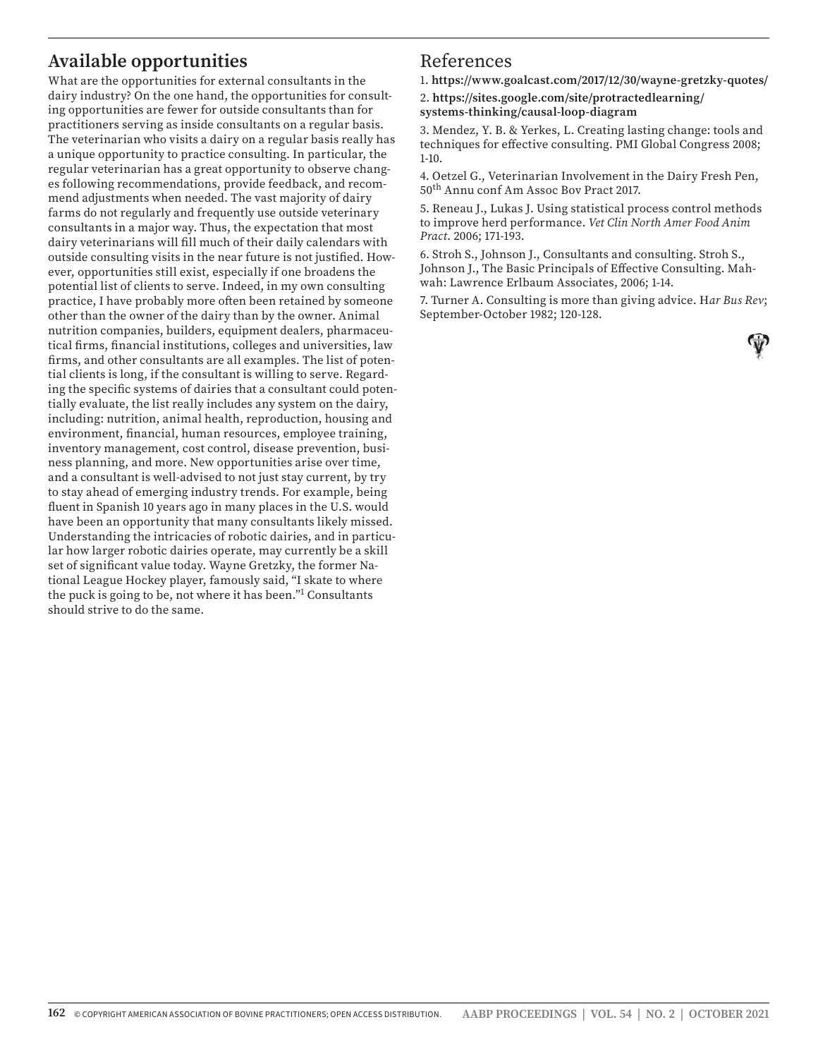## Available opportunities

What are the opportunities for external consultants in the dairy industry? On the one hand, the opportunities for consulting opportunities are fewer for outside consultants than for practitioners serving as inside consultants on a regular basis. The veterinarian who visits a dairy on a regular basis really has a unique opportunity to practice consulting. In particular, the regular veterinarian has a great opportunity to observe changes following recommendations, provide feedback, and recommend adjustments when needed. The vast majority of dairy farms do not regularly and frequently use outside veterinary consultants in a major way. Thus, the expectation that most dairy veterinarians will fill much of their daily calendars with outside consulting visits in the near future is not justified. However, opportunities still exist, especially if one broadens the potential list of clients to serve. Indeed, in my own consulting practice, I have probably more often been retained by someone other than the owner of the dairy than by the owner. Animal nutrition companies, builders, equipment dealers, pharmaceutical firms, financial institutions, colleges and universities, law firms, and other consultants are all examples. The list of potential clients is long, if the consultant is willing to serve. Regarding the specific systems of dairies that a consultant could potentially evaluate, the list really includes any system on the dairy, including: nutrition, animal health, reproduction, housing and environment, financial, human resources, employee training, inventory management, cost control, disease prevention, business planning, and more. New opportunities arise over time, and a consultant is well-advised to not just stay current, by try to stay ahead of emerging industry trends. For example, being fluent in Spanish 10 years ago in many places in the U.S. would have been an opportunity that many consultants likely missed. Understanding the intricacies of robotic dairies, and in particular how larger robotic dairies operate, may currently be a skill set of significant value today. Wayne Gretzky, the former National League Hockey player, famously said, "I skate to where the puck is going to be, not where it has been."[1] Consultants should strive to do the same.

## References

1. **https://www.goalcast.com/2017/12/30/wayne-gretzky-quotes/**

2. **https://sites.google.com/site/protractedlearning/systems-thinking/causal-loop-diagram**

3. Mendez, Y. B. & Yerkes, L. Creating lasting change: tools and techniques for effective consulting. PMI Global Congress 2008; 1-10.

4. Oetzel G., Veterinarian Involvement in the Dairy Fresh Pen, 50th Annu conf Am Assoc Bov Pract 2017.

5. Reneau J., Lukas J. Using statistical process control methods to improve herd performance. *Vet Clin North Amer Food Anim Pract*. 2006; 171-193.

6. Stroh S., Johnson J., Consultants and consulting. Stroh S., Johnson J., The Basic Principals of Effective Consulting. Mahwah: Lawrence Erlbaum Associates, 2006; 1-14.

7. Turner A. Consulting is more than giving advice. H*ar Bus Rev*; September-October 1982; 120-128.